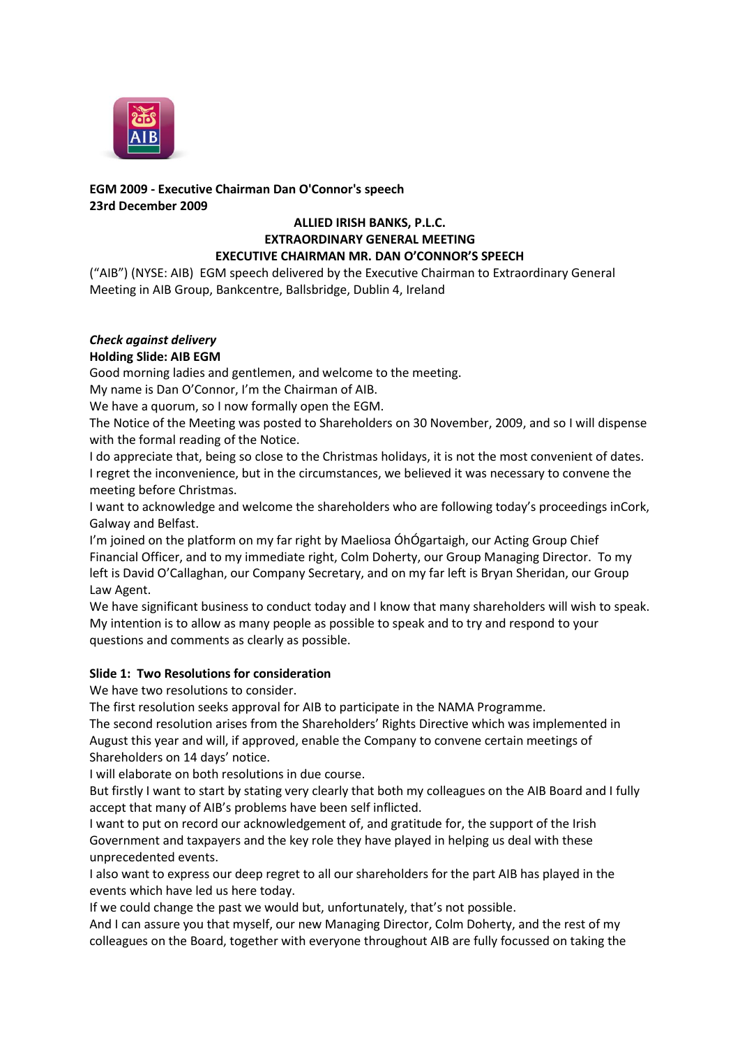**EGM 2009 - Executive Chairman Dan O'Connor's speech**
**23rd December 2009**

**ALLIED IRISH BANKS, P.L.C.**
**EXTRAORDINARY GENERAL MEETING**
**EXECUTIVE CHAIRMAN MR. DAN O'CONNOR'S SPEECH**

("AIB") (NYSE: AIB) EGM speech delivered by the Executive Chairman to Extraordinary General Meeting in AIB Group, Bankcentre, Ballsbridge, Dublin 4, Ireland

***Check against delivery***

**Holding Slide: AIB EGM**

Good morning ladies and gentlemen, and welcome to the meeting.

My name is Dan O'Connor, I'm the Chairman of AIB.

We have a quorum, so I now formally open the EGM.

The Notice of the Meeting was posted to Shareholders on 30 November, 2009, and so I will dispense with the formal reading of the Notice.

I do appreciate that, being so close to the Christmas holidays, it is not the most convenient of dates. I regret the inconvenience, but in the circumstances, we believed it was necessary to convene the meeting before Christmas.

I want to acknowledge and welcome the shareholders who are following today's proceedings inCork, Galway and Belfast.

I'm joined on the platform on my far right by Maeliosa ÓhÓgartaigh, our Acting Group Chief Financial Officer, and to my immediate right, Colm Doherty, our Group Managing Director. To my left is David O'Callaghan, our Company Secretary, and on my far left is Bryan Sheridan, our Group Law Agent.

We have significant business to conduct today and I know that many shareholders will wish to speak. My intention is to allow as many people as possible to speak and to try and respond to your questions and comments as clearly as possible.

**Slide 1: Two Resolutions for consideration**

We have two resolutions to consider.

The first resolution seeks approval for AIB to participate in the NAMA Programme.

The second resolution arises from the Shareholders' Rights Directive which was implemented in August this year and will, if approved, enable the Company to convene certain meetings of Shareholders on 14 days' notice.

I will elaborate on both resolutions in due course.

But firstly I want to start by stating very clearly that both my colleagues on the AIB Board and I fully accept that many of AIB's problems have been self inflicted.

I want to put on record our acknowledgement of, and gratitude for, the support of the Irish Government and taxpayers and the key role they have played in helping us deal with these unprecedented events.

I also want to express our deep regret to all our shareholders for the part AIB has played in the events which have led us here today.

If we could change the past we would but, unfortunately, that's not possible.

And I can assure you that myself, our new Managing Director, Colm Doherty, and the rest of my colleagues on the Board, together with everyone throughout AIB are fully focussed on taking the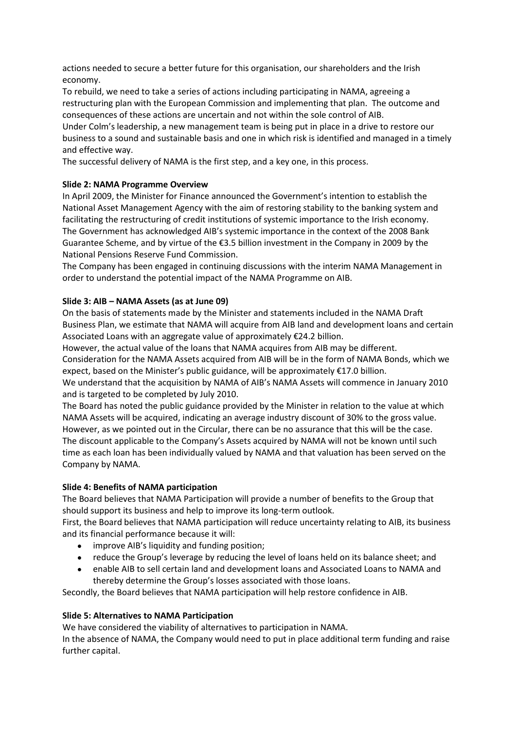actions needed to secure a better future for this organisation, our shareholders and the Irish economy.

To rebuild, we need to take a series of actions including participating in NAMA, agreeing a restructuring plan with the European Commission and implementing that plan. The outcome and consequences of these actions are uncertain and not within the sole control of AIB.

Under Colm's leadership, a new management team is being put in place in a drive to restore our business to a sound and sustainable basis and one in which risk is identified and managed in a timely and effective way.

The successful delivery of NAMA is the first step, and a key one, in this process.

**Slide 2: NAMA Programme Overview**

In April 2009, the Minister for Finance announced the Government's intention to establish the National Asset Management Agency with the aim of restoring stability to the banking system and facilitating the restructuring of credit institutions of systemic importance to the Irish economy.

The Government has acknowledged AIB's systemic importance in the context of the 2008 Bank Guarantee Scheme, and by virtue of the €3.5 billion investment in the Company in 2009 by the National Pensions Reserve Fund Commission.

The Company has been engaged in continuing discussions with the interim NAMA Management in order to understand the potential impact of the NAMA Programme on AIB.

**Slide 3: AIB – NAMA Assets (as at June 09)**

On the basis of statements made by the Minister and statements included in the NAMA Draft Business Plan, we estimate that NAMA will acquire from AIB land and development loans and certain Associated Loans with an aggregate value of approximately €24.2 billion.

However, the actual value of the loans that NAMA acquires from AIB may be different.

Consideration for the NAMA Assets acquired from AIB will be in the form of NAMA Bonds, which we expect, based on the Minister's public guidance, will be approximately €17.0 billion.

We understand that the acquisition by NAMA of AIB's NAMA Assets will commence in January 2010 and is targeted to be completed by July 2010.

The Board has noted the public guidance provided by the Minister in relation to the value at which NAMA Assets will be acquired, indicating an average industry discount of 30% to the gross value. However, as we pointed out in the Circular, there can be no assurance that this will be the case. The discount applicable to the Company's Assets acquired by NAMA will not be known until such time as each loan has been individually valued by NAMA and that valuation has been served on the Company by NAMA.

**Slide 4: Benefits of NAMA participation**

The Board believes that NAMA Participation will provide a number of benefits to the Group that should support its business and help to improve its long-term outlook.

First, the Board believes that NAMA participation will reduce uncertainty relating to AIB, its business and its financial performance because it will:

- improve AIB's liquidity and funding position;
- reduce the Group's leverage by reducing the level of loans held on its balance sheet; and
- enable AIB to sell certain land and development loans and Associated Loans to NAMA and thereby determine the Group's losses associated with those loans.

Secondly, the Board believes that NAMA participation will help restore confidence in AIB.

**Slide 5: Alternatives to NAMA Participation**

We have considered the viability of alternatives to participation in NAMA.

In the absence of NAMA, the Company would need to put in place additional term funding and raise further capital.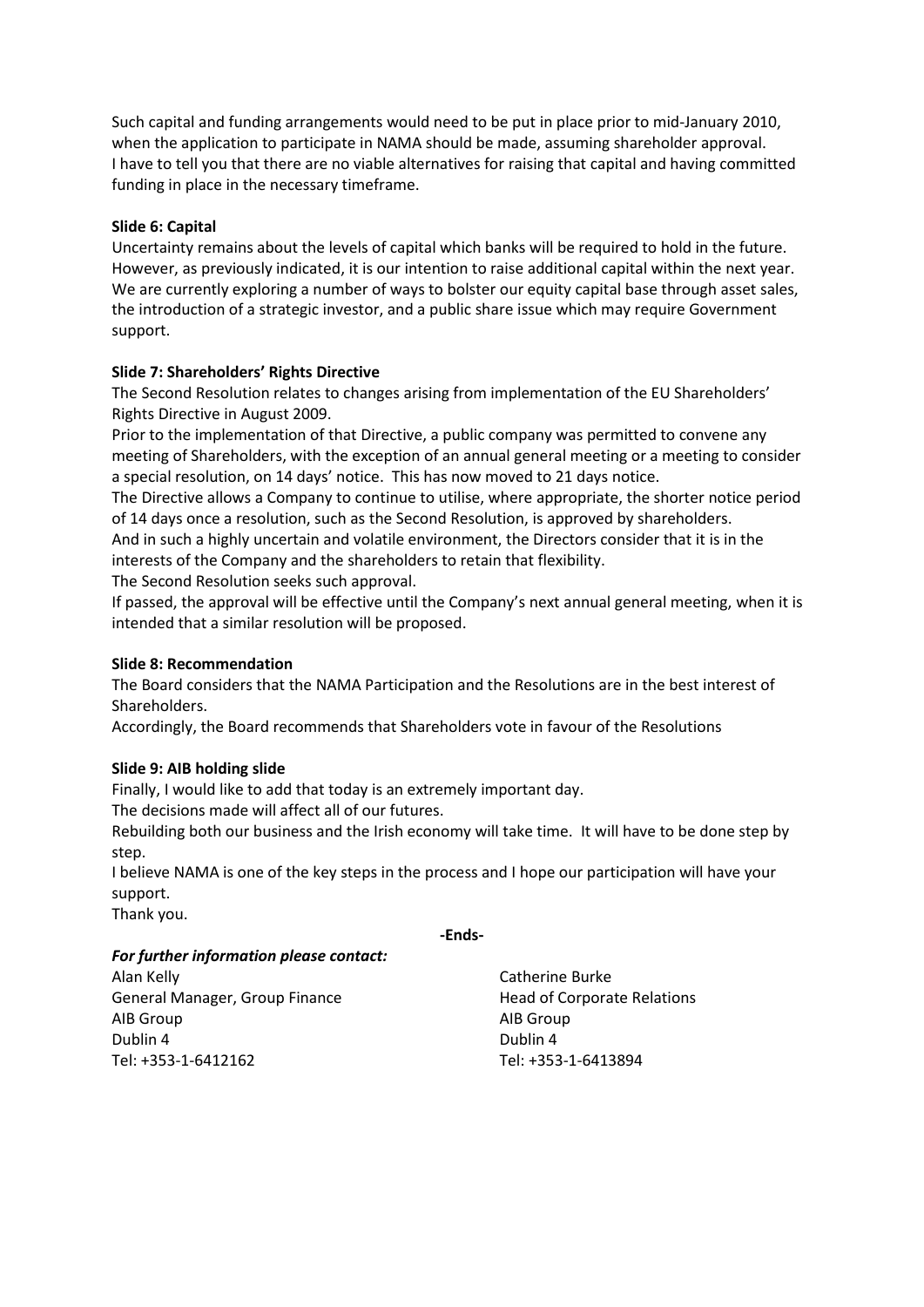Such capital and funding arrangements would need to be put in place prior to mid-January 2010, when the application to participate in NAMA should be made, assuming shareholder approval.
I have to tell you that there are no viable alternatives for raising that capital and having committed funding in place in the necessary timeframe.

**Slide 6: Capital**
Uncertainty remains about the levels of capital which banks will be required to hold in the future. However, as previously indicated, it is our intention to raise additional capital within the next year. We are currently exploring a number of ways to bolster our equity capital base through asset sales, the introduction of a strategic investor, and a public share issue which may require Government support.

**Slide 7: Shareholders' Rights Directive**
The Second Resolution relates to changes arising from implementation of the EU Shareholders' Rights Directive in August 2009.
Prior to the implementation of that Directive, a public company was permitted to convene any meeting of Shareholders, with the exception of an annual general meeting or a meeting to consider a special resolution, on 14 days' notice. This has now moved to 21 days notice.
The Directive allows a Company to continue to utilise, where appropriate, the shorter notice period of 14 days once a resolution, such as the Second Resolution, is approved by shareholders.
And in such a highly uncertain and volatile environment, the Directors consider that it is in the interests of the Company and the shareholders to retain that flexibility.
The Second Resolution seeks such approval.
If passed, the approval will be effective until the Company's next annual general meeting, when it is intended that a similar resolution will be proposed.

**Slide 8: Recommendation**
The Board considers that the NAMA Participation and the Resolutions are in the best interest of Shareholders.
Accordingly, the Board recommends that Shareholders vote in favour of the Resolutions

**Slide 9: AIB holding slide**
Finally, I would like to add that today is an extremely important day.
The decisions made will affect all of our futures.
Rebuilding both our business and the Irish economy will take time. It will have to be done step by step.
I believe NAMA is one of the key steps in the process and I hope our participation will have your support.
Thank you.

-Ends-

***For further information please contact:***

Alan Kelly
General Manager, Group Finance
AIB Group
Dublin 4
Tel: +353-1-6412162

Catherine Burke
Head of Corporate Relations
AIB Group
Dublin 4
Tel: +353-1-6413894